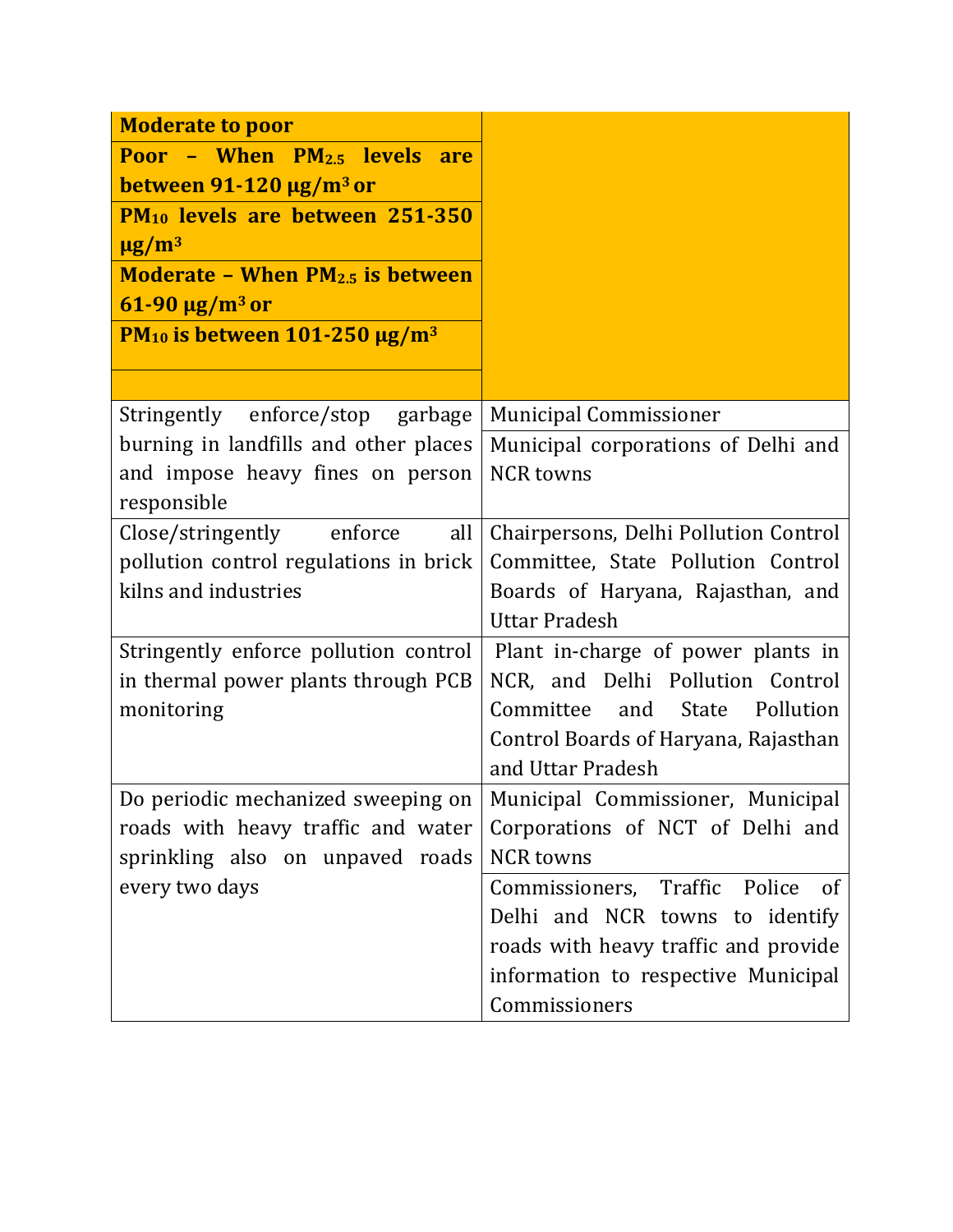| **Moderate to poor**<br>**Poor – When $PM_{2.5}$ levels are between 91-120 µg/m$^3$ or**<br>**$PM_{10}$ levels are between 251-350 µg/m$^3$**<br>**Moderate – When $PM_{2.5}$ is between 61-90 µg/m$^3$ or**<br>**$PM_{10}$ is between 101-250 µg/m$^3$** | |
|---|---|
| Stringently enforce/stop garbage burning in landfills and other places and impose heavy fines on person responsible | Municipal Commissioner<br>Municipal corporations of Delhi and NCR towns |
| Close/stringently enforce all pollution control regulations in brick kilns and industries | Chairpersons, Delhi Pollution Control Committee, State Pollution Control Boards of Haryana, Rajasthan, and Uttar Pradesh |
| Stringently enforce pollution control in thermal power plants through PCB monitoring | Plant in-charge of power plants in NCR, and Delhi Pollution Control Committee and State Pollution Control Boards of Haryana, Rajasthan and Uttar Pradesh |
| Do periodic mechanized sweeping on roads with heavy traffic and water sprinkling also on unpaved roads every two days | Municipal Commissioner, Municipal Corporations of NCT of Delhi and NCR towns<br>Commissioners, Traffic Police of Delhi and NCR towns to identify roads with heavy traffic and provide information to respective Municipal Commissioners |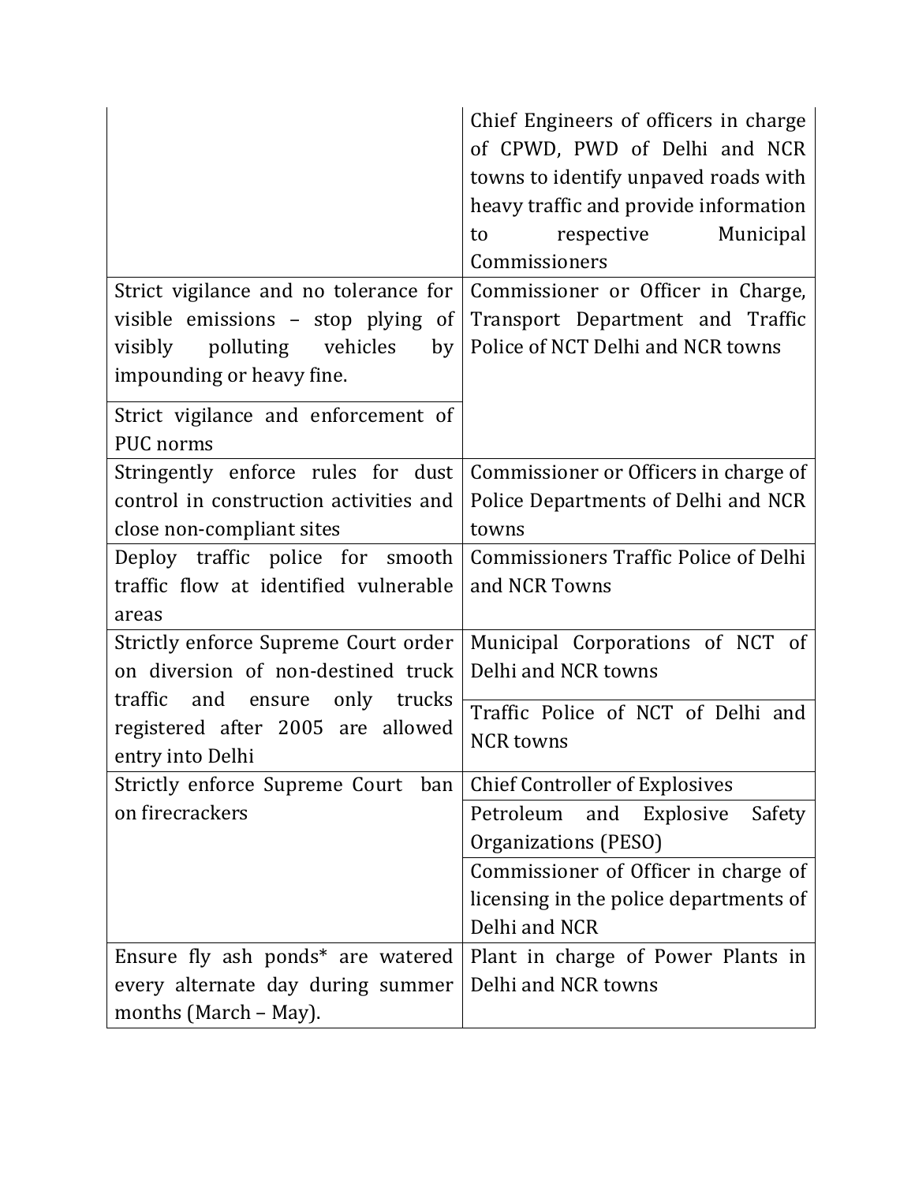| | |
|---|---|
| | Chief Engineers of officers in charge of CPWD, PWD of Delhi and NCR towns to identify unpaved roads with heavy traffic and provide information to respective Municipal Commissioners |
| Strict vigilance and no tolerance for visible emissions – stop plying of visibly polluting vehicles by impounding or heavy fine. | Commissioner or Officer in Charge, Transport Department and Traffic Police of NCT Delhi and NCR towns |
| Strict vigilance and enforcement of PUC norms | |
| Stringently enforce rules for dust control in construction activities and close non-compliant sites | Commissioner or Officers in charge of Police Departments of Delhi and NCR towns |
| Deploy traffic police for smooth traffic flow at identified vulnerable areas | Commissioners Traffic Police of Delhi and NCR Towns |
| Strictly enforce Supreme Court order on diversion of non-destined truck traffic and ensure only trucks registered after 2005 are allowed entry into Delhi | Municipal Corporations of NCT of Delhi and NCR towns |
| | Traffic Police of NCT of Delhi and NCR towns |
| Strictly enforce Supreme Court ban on firecrackers | Chief Controller of Explosives |
| | Petroleum and Explosive Safety Organizations (PESO) |
| | Commissioner of Officer in charge of licensing in the police departments of Delhi and NCR |
| Ensure fly ash ponds* are watered every alternate day during summer months (March – May). | Plant in charge of Power Plants in Delhi and NCR towns |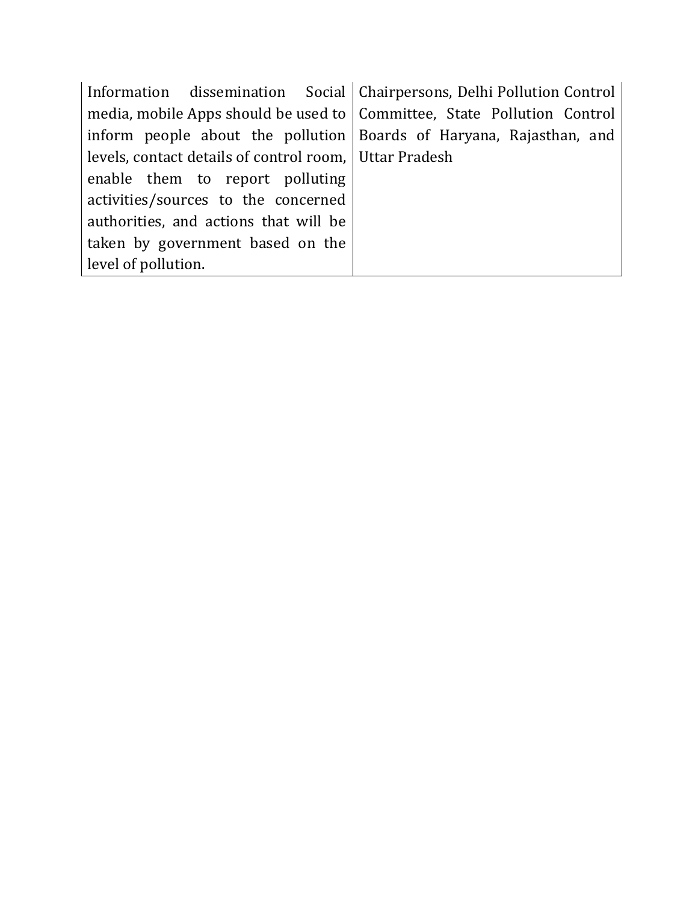| | |
|---|---|
| Information dissemination Social media, mobile Apps should be used to inform people about the pollution levels, contact details of control room, enable them to report polluting activities/sources to the concerned authorities, and actions that will be taken by government based on the level of pollution. | Chairpersons, Delhi Pollution Control Committee, State Pollution Control Boards of Haryana, Rajasthan, and Uttar Pradesh |